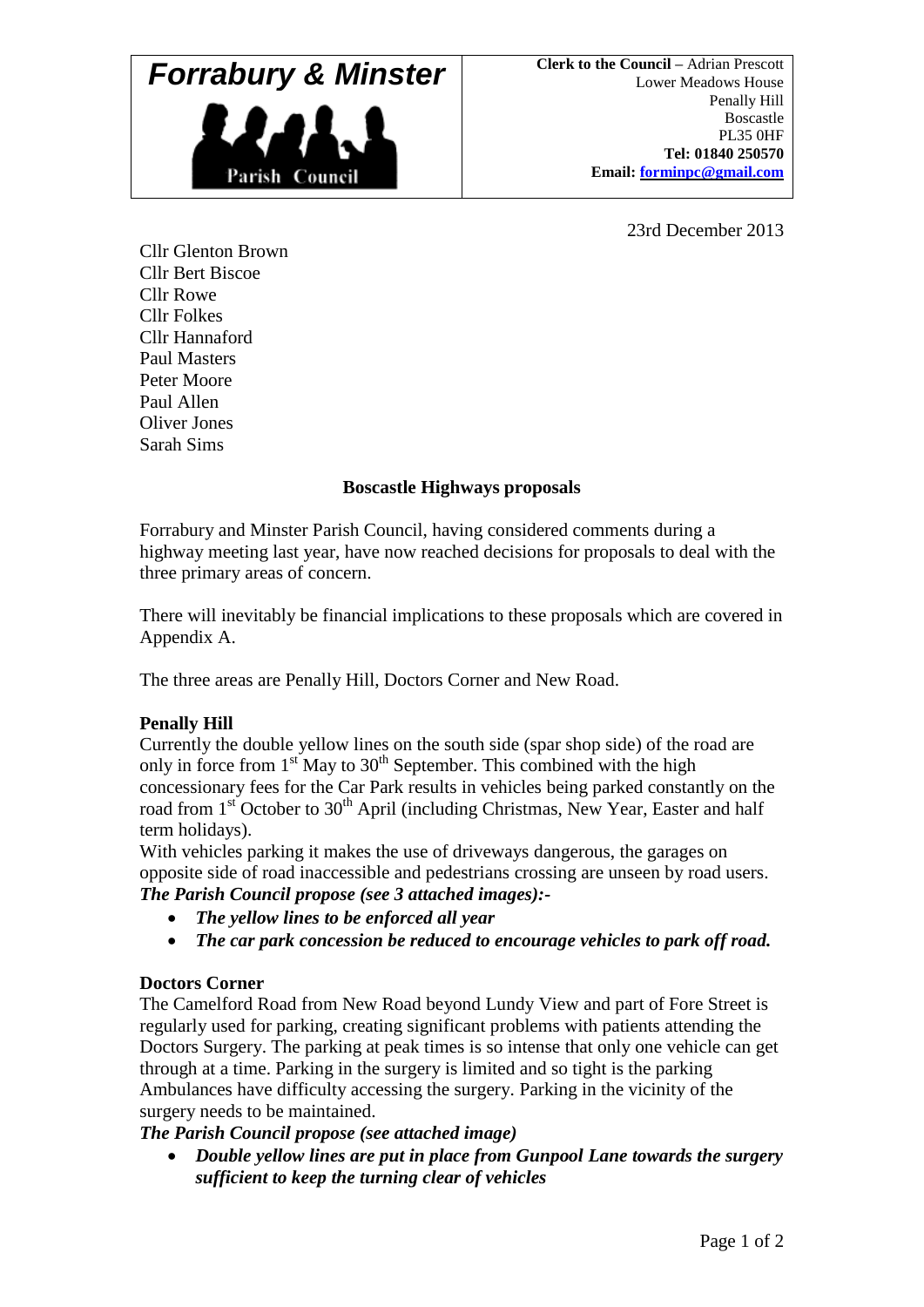# Forrabury & Minster

Parish Council

**Clerk to the Council** – Adrian Prescott
Lower Meadows House
Penally Hill
Boscastle
PL35 0HF
**Tel: 01840 250570**
**Email: forminpc@gmail.com**

23rd December 2013

Cllr Glenton Brown
Cllr Bert Biscoe
Cllr Rowe
Cllr Folkes
Cllr Hannaford
Paul Masters
Peter Moore
Paul Allen
Oliver Jones
Sarah Sims

## Boscastle Highways proposals

Forrabury and Minster Parish Council, having considered comments during a highway meeting last year, have now reached decisions for proposals to deal with the three primary areas of concern.

There will inevitably be financial implications to these proposals which are covered in Appendix A.

The three areas are Penally Hill, Doctors Corner and New Road.

### Penally Hill

Currently the double yellow lines on the south side (spar shop side) of the road are only in force from 1st May to 30th September. This combined with the high concessionary fees for the Car Park results in vehicles being parked constantly on the road from 1st October to 30th April (including Christmas, New Year, Easter and half term holidays).

With vehicles parking it makes the use of driveways dangerous, the garages on opposite side of road inaccessible and pedestrians crossing are unseen by road users.

***The Parish Council propose (see 3 attached images):-***

- ***The yellow lines to be enforced all year***
- ***The car park concession be reduced to encourage vehicles to park off road.***

### Doctors Corner

The Camelford Road from New Road beyond Lundy View and part of Fore Street is regularly used for parking, creating significant problems with patients attending the Doctors Surgery. The parking at peak times is so intense that only one vehicle can get through at a time. Parking in the surgery is limited and so tight is the parking Ambulances have difficulty accessing the surgery. Parking in the vicinity of the surgery needs to be maintained.

***The Parish Council propose (see attached image)***

- ***Double yellow lines are put in place from Gunpool Lane towards the surgery sufficient to keep the turning clear of vehicles***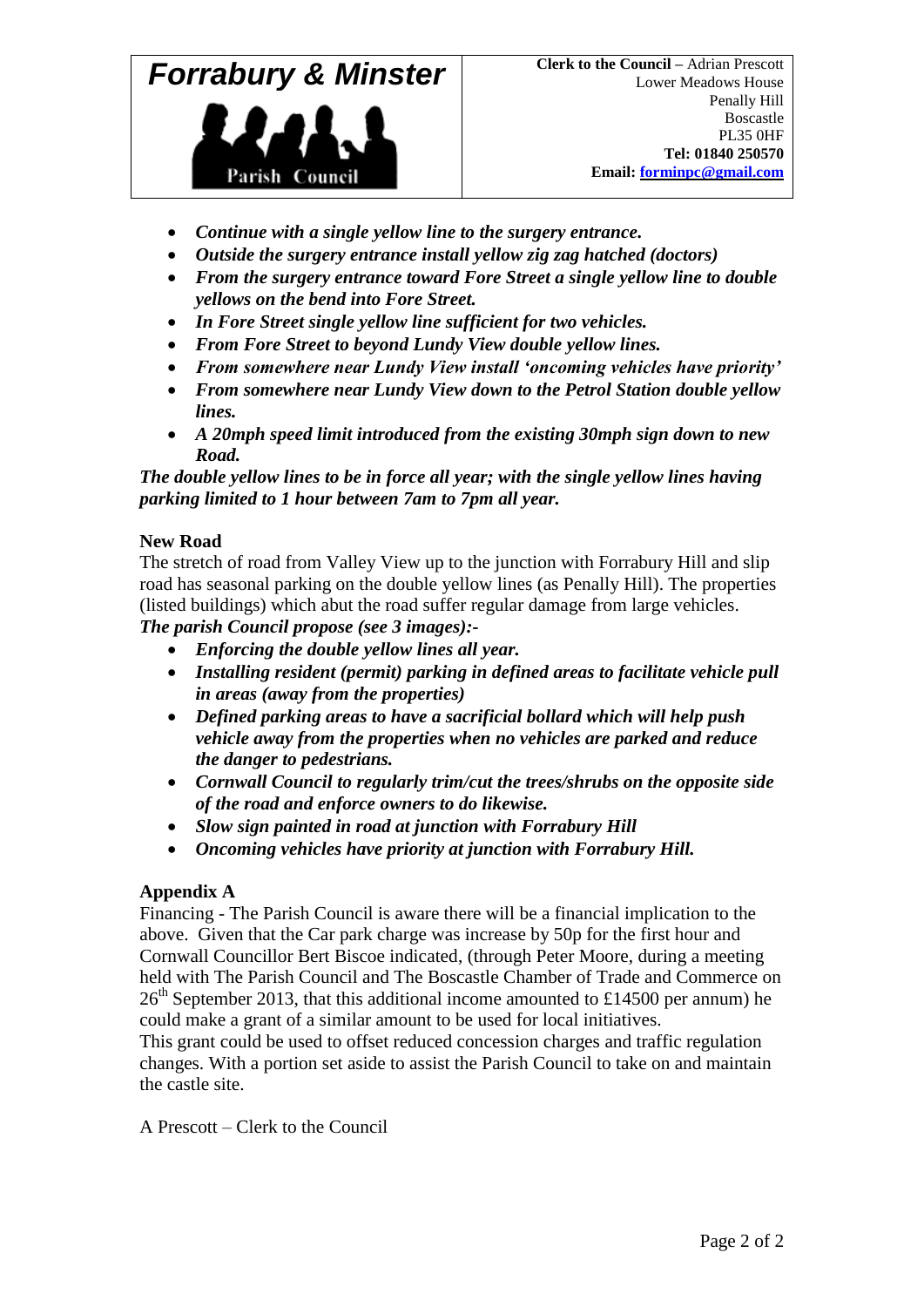**Forrabury & Minster**

**Parish Council**

**Clerk to the Council** – Adrian Prescott
Lower Meadows House
Penally Hill
Boscastle
PL35 0HF
**Tel: 01840 250570**
**Email: forminpc@gmail.com**

- ***Continue with a single yellow line to the surgery entrance.***
- ***Outside the surgery entrance install yellow zig zag hatched (doctors)***
- ***From the surgery entrance toward Fore Street a single yellow line to double yellows on the bend into Fore Street.***
- ***In Fore Street single yellow line sufficient for two vehicles.***
- ***From Fore Street to beyond Lundy View double yellow lines.***
- ***From somewhere near Lundy View install 'oncoming vehicles have priority'***
- ***From somewhere near Lundy View down to the Petrol Station double yellow lines.***
- ***A 20mph speed limit introduced from the existing 30mph sign down to new Road.***

***The double yellow lines to be in force all year; with the single yellow lines having parking limited to 1 hour between 7am to 7pm all year.***

**New Road**

The stretch of road from Valley View up to the junction with Forrabury Hill and slip road has seasonal parking on the double yellow lines (as Penally Hill). The properties (listed buildings) which abut the road suffer regular damage from large vehicles.

***The parish Council propose (see 3 images):-***

- ***Enforcing the double yellow lines all year.***
- ***Installing resident (permit) parking in defined areas to facilitate vehicle pull in areas (away from the properties)***
- ***Defined parking areas to have a sacrificial bollard which will help push vehicle away from the properties when no vehicles are parked and reduce the danger to pedestrians.***
- ***Cornwall Council to regularly trim/cut the trees/shrubs on the opposite side of the road and enforce owners to do likewise.***
- ***Slow sign painted in road at junction with Forrabury Hill***
- ***Oncoming vehicles have priority at junction with Forrabury Hill.***

**Appendix A**

Financing - The Parish Council is aware there will be a financial implication to the above. Given that the Car park charge was increase by 50p for the first hour and Cornwall Councillor Bert Biscoe indicated, (through Peter Moore, during a meeting held with The Parish Council and The Boscastle Chamber of Trade and Commerce on 26th September 2013, that this additional income amounted to £14500 per annum) he could make a grant of a similar amount to be used for local initiatives.

This grant could be used to offset reduced concession charges and traffic regulation changes. With a portion set aside to assist the Parish Council to take on and maintain the castle site.

A Prescott – Clerk to the Council